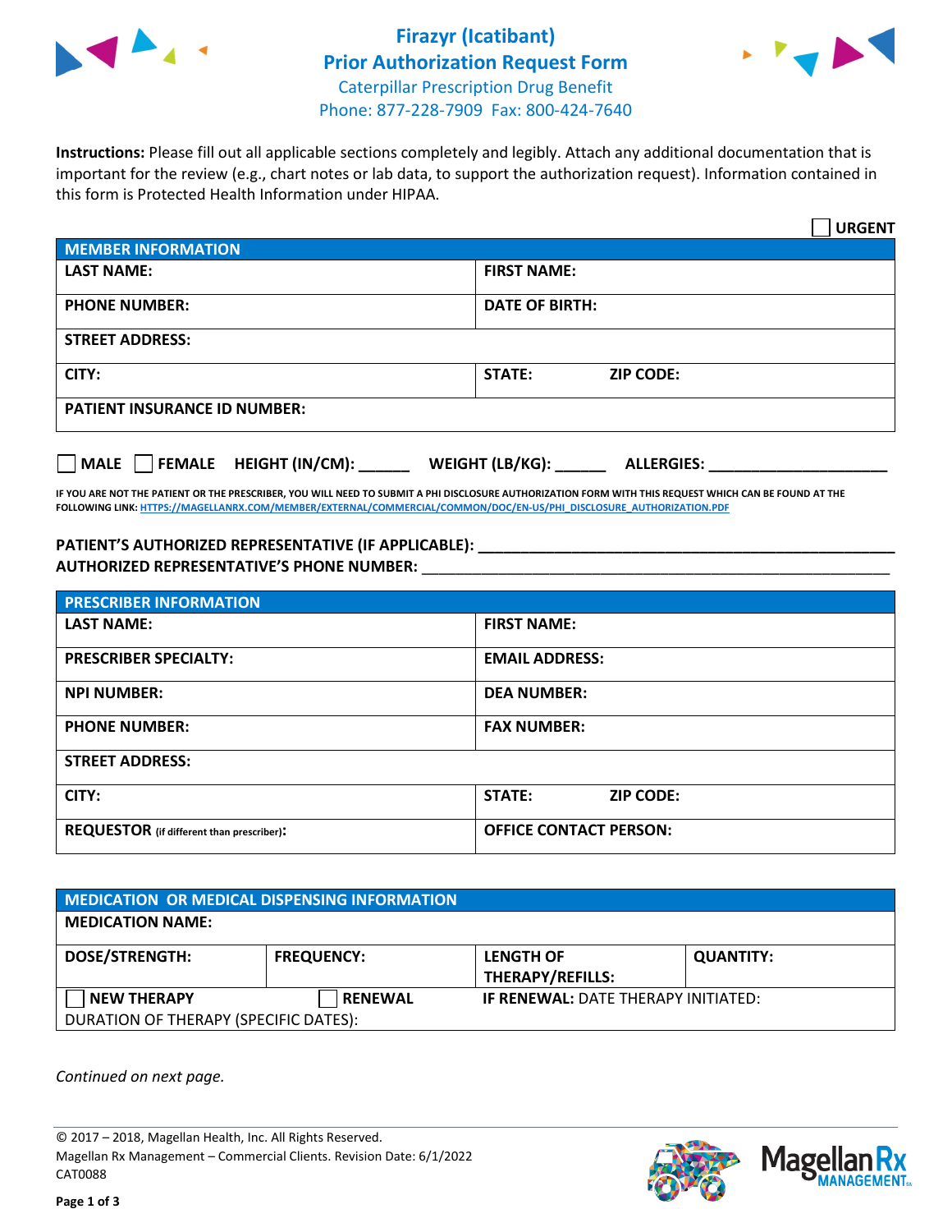# Firazyr (Icatibant)
## Prior Authorization Request Form

Caterpillar Prescription Drug Benefit
Phone: 877-228-7909 Fax: 800-424-7640

**Instructions:** Please fill out all applicable sections completely and legibly. Attach any additional documentation that is important for the review (e.g., chart notes or lab data, to support the authorization request). Information contained in this form is Protected Health Information under HIPAA.

☐ **URGENT**

| **MEMBER INFORMATION** | |
|---|---|
| **LAST NAME:** | **FIRST NAME:** |
| **PHONE NUMBER:** | **DATE OF BIRTH:** |
| **STREET ADDRESS:** | |
| **CITY:** | **STATE:** **ZIP CODE:** |
| **PATIENT INSURANCE ID NUMBER:** | |

☐ **MALE** ☐ **FEMALE** **HEIGHT (IN/CM):** ______ **WEIGHT (LB/KG):** ______ **ALLERGIES:** ____________________

**IF YOU ARE NOT THE PATIENT OR THE PRESCRIBER, YOU WILL NEED TO SUBMIT A PHI DISCLOSURE AUTHORIZATION FORM WITH THIS REQUEST WHICH CAN BE FOUND AT THE FOLLOWING LINK: HTTPS://MAGELLANRX.COM/MEMBER/EXTERNAL/COMMERCIAL/COMMON/DOC/EN-US/PHI_DISCLOSURE_AUTHORIZATION.PDF**

**PATIENT'S AUTHORIZED REPRESENTATIVE (IF APPLICABLE):** ____________________________________________
**AUTHORIZED REPRESENTATIVE'S PHONE NUMBER:** ____________________________________________

| **PRESCRIBER INFORMATION** | |
|---|---|
| **LAST NAME:** | **FIRST NAME:** |
| **PRESCRIBER SPECIALTY:** | **EMAIL ADDRESS:** |
| **NPI NUMBER:** | **DEA NUMBER:** |
| **PHONE NUMBER:** | **FAX NUMBER:** |
| **STREET ADDRESS:** | |
| **CITY:** | **STATE:** **ZIP CODE:** |
| **REQUESTOR** (if different than prescriber)**:** | **OFFICE CONTACT PERSON:** |

| **MEDICATION OR MEDICAL DISPENSING INFORMATION** | | | |
|---|---|---|---|
| **MEDICATION NAME:** | | | |
| **DOSE/STRENGTH:** | **FREQUENCY:** | **LENGTH OF THERAPY/REFILLS:** | **QUANTITY:** |
| ☐ **NEW THERAPY** | ☐ **RENEWAL** | **IF RENEWAL:** DATE THERAPY INITIATED: | |
| DURATION OF THERAPY (SPECIFIC DATES): | | | |

*Continued on next page.*

© 2017 – 2018, Magellan Health, Inc. All Rights Reserved.
Magellan Rx Management – Commercial Clients. Revision Date: 6/1/2022
CAT0088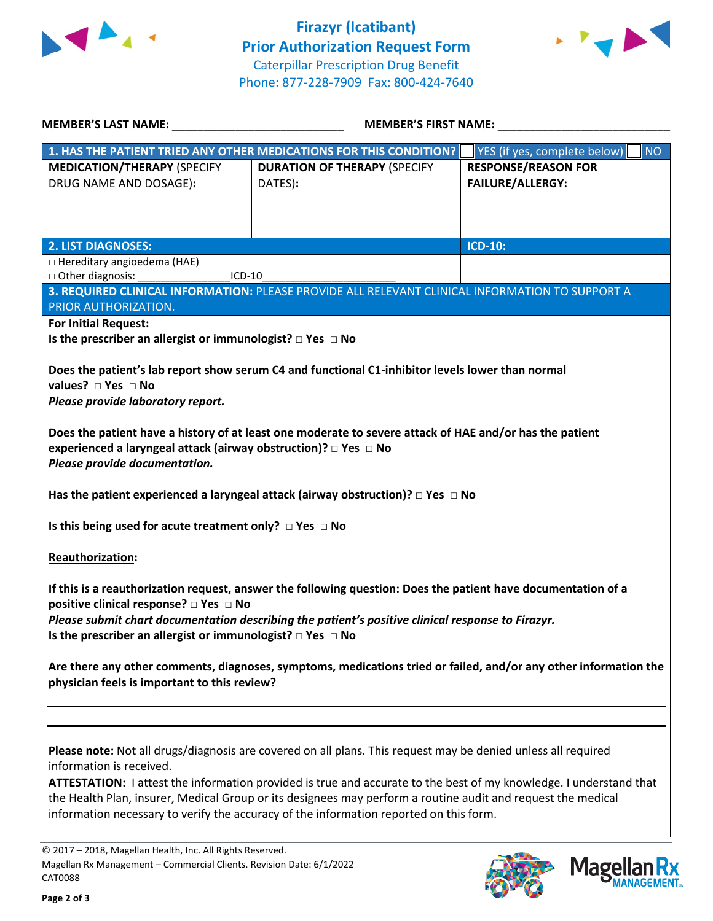# Firazyr (Icatibant)
## Prior Authorization Request Form
Caterpillar Prescription Drug Benefit
Phone: 877-228-7909 Fax: 800-424-7640

**MEMBER'S LAST NAME:** ___________________________ **MEMBER'S FIRST NAME:** ___________________________

| **1. HAS THE PATIENT TRIED ANY OTHER MEDICATIONS FOR THIS CONDITION?** | | ☐ YES (if yes, complete below) ☐ NO |
|---|---|---|
| **MEDICATION/THERAPY** (SPECIFY DRUG NAME AND DOSAGE): | **DURATION OF THERAPY** (SPECIFY DATES): | **RESPONSE/REASON FOR FAILURE/ALLERGY:** |
| | | |

| **2. LIST DIAGNOSES:** | **ICD-10:** |
|---|---|
| □ Hereditary angioedema (HAE)<br>□ Other diagnosis: ________________ICD-10______________________ | |

**3. REQUIRED CLINICAL INFORMATION:** PLEASE PROVIDE ALL RELEVANT CLINICAL INFORMATION TO SUPPORT A PRIOR AUTHORIZATION.

**For Initial Request:**

**Is the prescriber an allergist or immunologist?** □ **Yes** □ **No**

**Does the patient's lab report show serum C4 and functional C1-inhibitor levels lower than normal values?** □ **Yes** □ **No**
***Please provide laboratory report.***

**Does the patient have a history of at least one moderate to severe attack of HAE and/or has the patient experienced a laryngeal attack (airway obstruction)?** □ **Yes** □ **No**
***Please provide documentation.***

**Has the patient experienced a laryngeal attack (airway obstruction)?** □ **Yes** □ **No**

**Is this being used for acute treatment only?** □ **Yes** □ **No**

**Reauthorization:**

**If this is a reauthorization request, answer the following question: Does the patient have documentation of a positive clinical response?** □ **Yes** □ **No**
***Please submit chart documentation describing the patient's positive clinical response to Firazyr.***
**Is the prescriber an allergist or immunologist?** □ **Yes** □ **No**

**Are there any other comments, diagnoses, symptoms, medications tried or failed, and/or any other information the physician feels is important to this review?**

_____________________________________________________________________________

_____________________________________________________________________________

**Please note:** Not all drugs/diagnosis are covered on all plans. This request may be denied unless all required information is received.

**ATTESTATION:** I attest the information provided is true and accurate to the best of my knowledge. I understand that the Health Plan, insurer, Medical Group or its designees may perform a routine audit and request the medical information necessary to verify the accuracy of the information reported on this form.

© 2017 – 2018, Magellan Health, Inc. All Rights Reserved.
Magellan Rx Management – Commercial Clients. Revision Date: 6/1/2022
CAT0088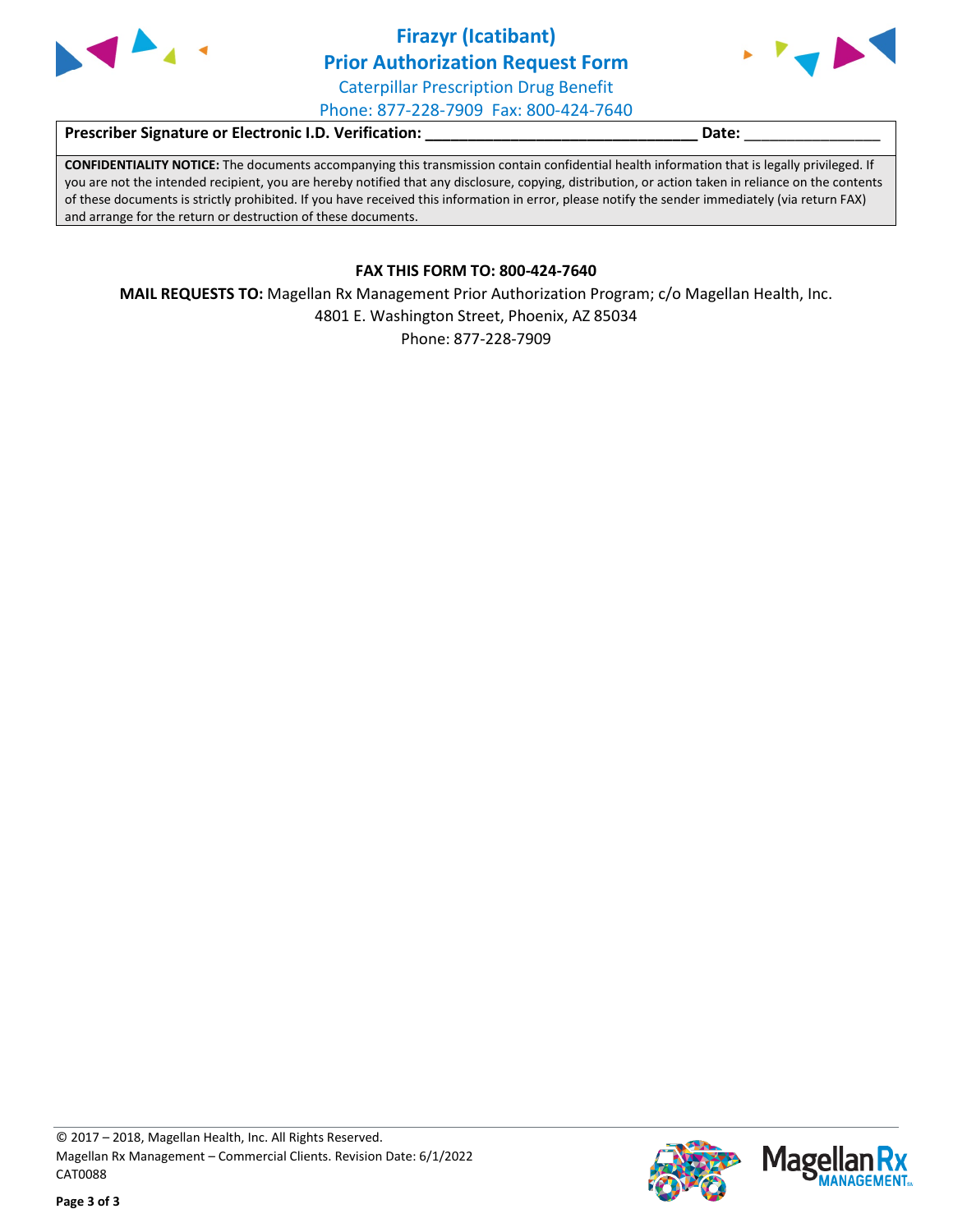# Firazyr (Icatibant)
## Prior Authorization Request Form

Caterpillar Prescription Drug Benefit

Phone: 877-228-7909 Fax: 800-424-7640

**Prescriber Signature or Electronic I.D. Verification:** ________________________________ **Date:** ________________

**CONFIDENTIALITY NOTICE:** The documents accompanying this transmission contain confidential health information that is legally privileged. If you are not the intended recipient, you are hereby notified that any disclosure, copying, distribution, or action taken in reliance on the contents of these documents is strictly prohibited. If you have received this information in error, please notify the sender immediately (via return FAX) and arrange for the return or destruction of these documents.

**FAX THIS FORM TO: 800-424-7640**

**MAIL REQUESTS TO:** Magellan Rx Management Prior Authorization Program; c/o Magellan Health, Inc.
4801 E. Washington Street, Phoenix, AZ 85034
Phone: 877-228-7909

© 2017 – 2018, Magellan Health, Inc. All Rights Reserved.
Magellan Rx Management – Commercial Clients. Revision Date: 6/1/2022
CAT0088